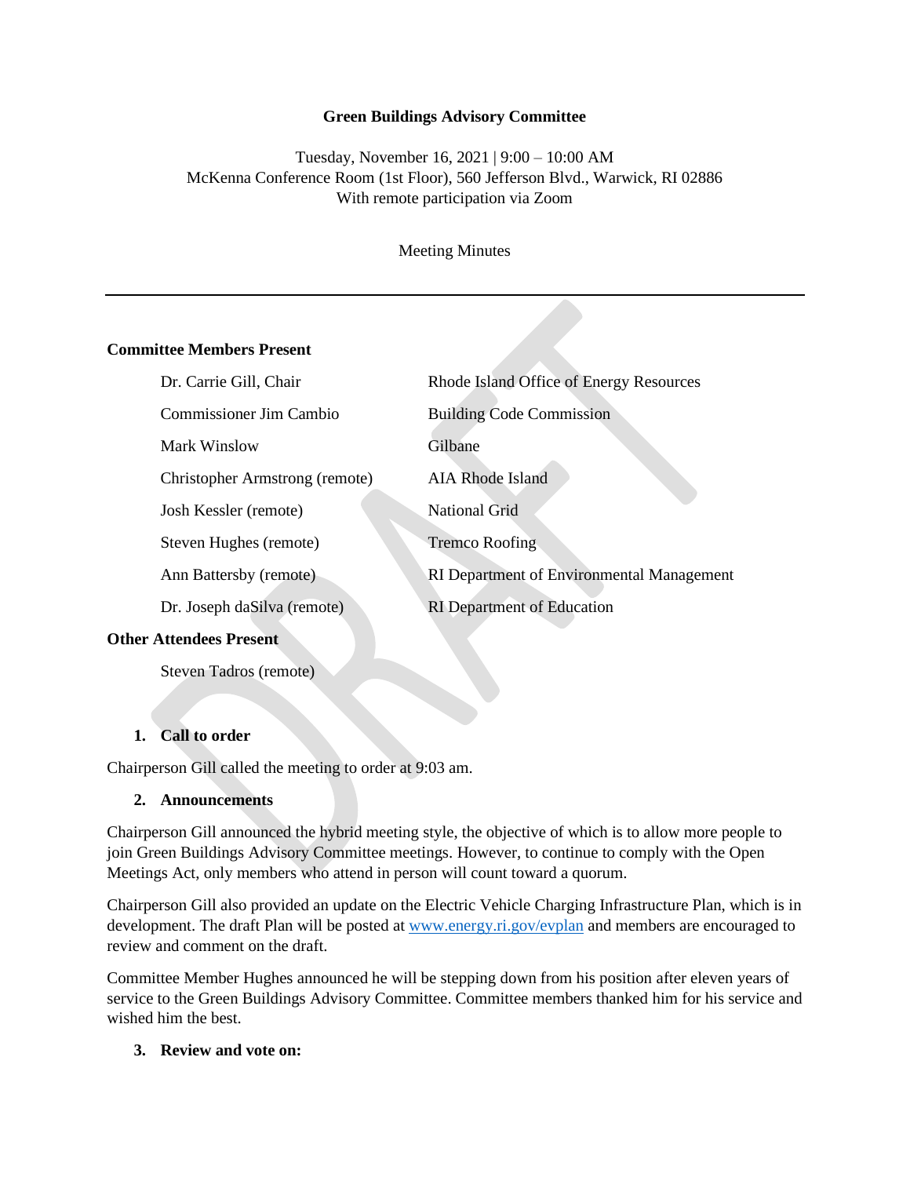**Green Buildings Advisory Committee**

Tuesday, November 16, 2021 | 9:00 – 10:00 AM
McKenna Conference Room (1st Floor), 560 Jefferson Blvd., Warwick, RI 02886
With remote participation via Zoom

Meeting Minutes

---

**Committee Members Present**

| | |
|---|---|
| Dr. Carrie Gill, Chair | Rhode Island Office of Energy Resources |
| Commissioner Jim Cambio | Building Code Commission |
| Mark Winslow | Gilbane |
| Christopher Armstrong (remote) | AIA Rhode Island |
| Josh Kessler (remote) | National Grid |
| Steven Hughes (remote) | Tremco Roofing |
| Ann Battersby (remote) | RI Department of Environmental Management |
| Dr. Joseph daSilva (remote) | RI Department of Education |

**Other Attendees Present**

Steven Tadros (remote)

1. **Call to order**

Chairperson Gill called the meeting to order at 9:03 am.

2. **Announcements**

Chairperson Gill announced the hybrid meeting style, the objective of which is to allow more people to join Green Buildings Advisory Committee meetings. However, to continue to comply with the Open Meetings Act, only members who attend in person will count toward a quorum.

Chairperson Gill also provided an update on the Electric Vehicle Charging Infrastructure Plan, which is in development. The draft Plan will be posted at www.energy.ri.gov/evplan and members are encouraged to review and comment on the draft.

Committee Member Hughes announced he will be stepping down from his position after eleven years of service to the Green Buildings Advisory Committee. Committee members thanked him for his service and wished him the best.

3. **Review and vote on:**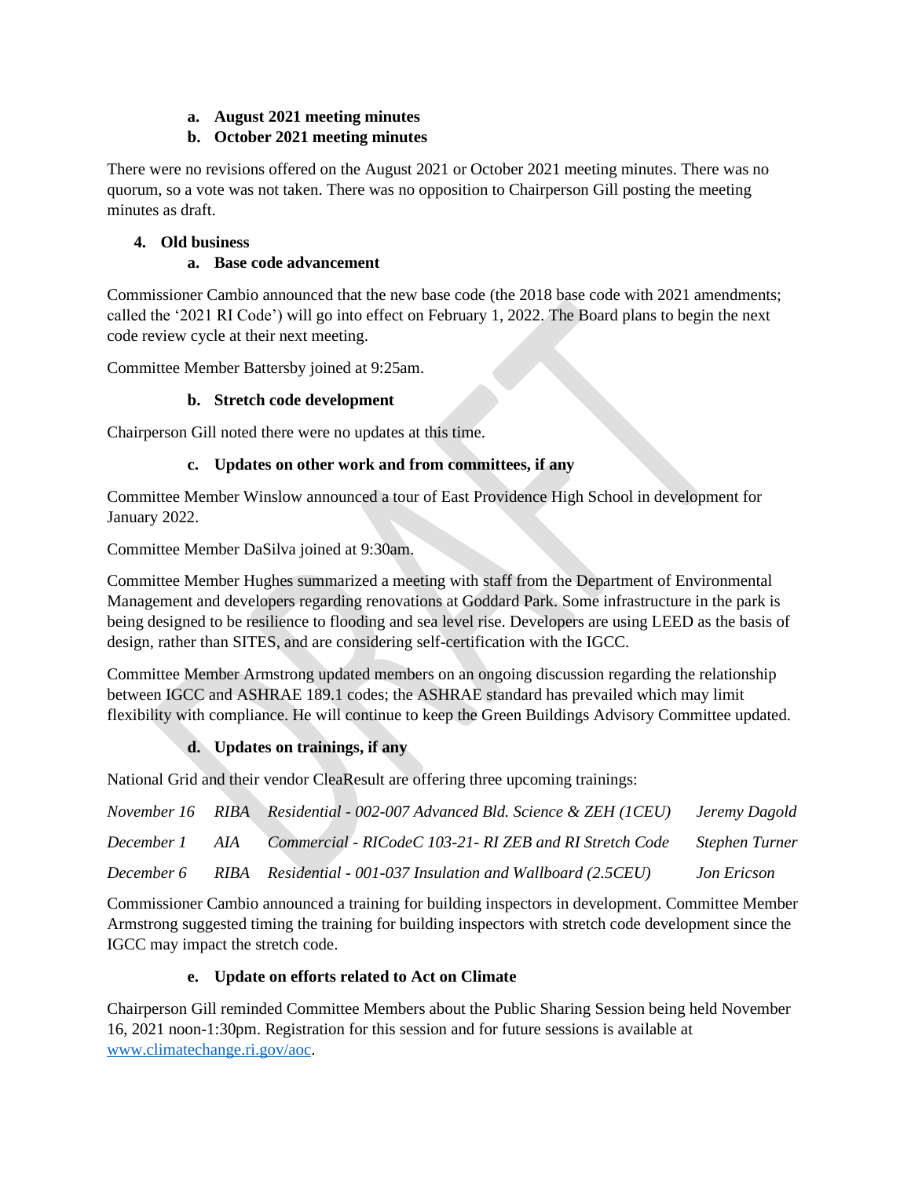a. **August 2021 meeting minutes**
b. **October 2021 meeting minutes**

There were no revisions offered on the August 2021 or October 2021 meeting minutes. There was no quorum, so a vote was not taken. There was no opposition to Chairperson Gill posting the meeting minutes as draft.

4. **Old business**

a. **Base code advancement**

Commissioner Cambio announced that the new base code (the 2018 base code with 2021 amendments; called the '2021 RI Code') will go into effect on February 1, 2022. The Board plans to begin the next code review cycle at their next meeting.

Committee Member Battersby joined at 9:25am.

b. **Stretch code development**

Chairperson Gill noted there were no updates at this time.

c. **Updates on other work and from committees, if any**

Committee Member Winslow announced a tour of East Providence High School in development for January 2022.

Committee Member DaSilva joined at 9:30am.

Committee Member Hughes summarized a meeting with staff from the Department of Environmental Management and developers regarding renovations at Goddard Park. Some infrastructure in the park is being designed to be resilience to flooding and sea level rise. Developers are using LEED as the basis of design, rather than SITES, and are considering self-certification with the IGCC.

Committee Member Armstrong updated members on an ongoing discussion regarding the relationship between IGCC and ASHRAE 189.1 codes; the ASHRAE standard has prevailed which may limit flexibility with compliance. He will continue to keep the Green Buildings Advisory Committee updated.

d. **Updates on trainings, if any**

National Grid and their vendor CleaResult are offering three upcoming trainings:

| | | | |
|---|---|---|---|
| *November 16* | *RIBA* | *Residential - 002-007 Advanced Bld. Science & ZEH (1CEU)* | *Jeremy Dagold* |
| *December 1* | *AIA* | *Commercial - RICodeC 103-21- RI ZEB and RI Stretch Code* | *Stephen Turner* |
| *December 6* | *RIBA* | *Residential - 001-037 Insulation and Wallboard (2.5CEU)* | *Jon Ericson* |

Commissioner Cambio announced a training for building inspectors in development. Committee Member Armstrong suggested timing the training for building inspectors with stretch code development since the IGCC may impact the stretch code.

e. **Update on efforts related to Act on Climate**

Chairperson Gill reminded Committee Members about the Public Sharing Session being held November 16, 2021 noon-1:30pm. Registration for this session and for future sessions is available at [www.climatechange.ri.gov/aoc](www.climatechange.ri.gov/aoc).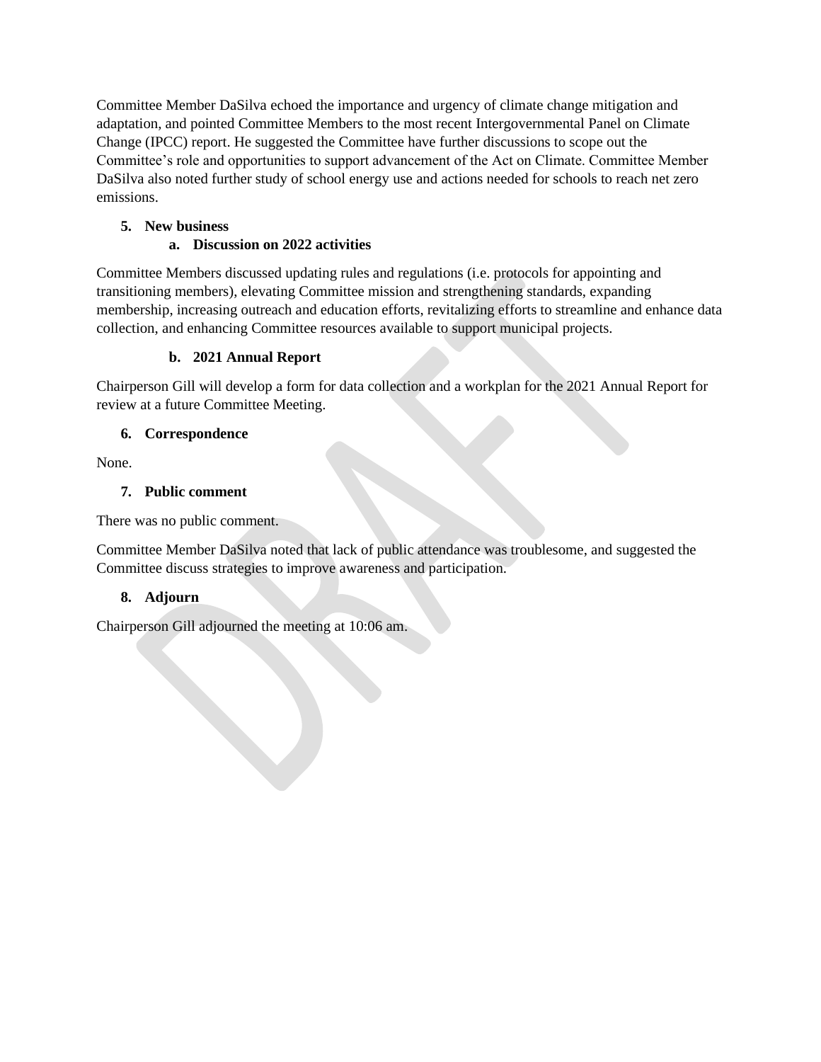Committee Member DaSilva echoed the importance and urgency of climate change mitigation and adaptation, and pointed Committee Members to the most recent Intergovernmental Panel on Climate Change (IPCC) report. He suggested the Committee have further discussions to scope out the Committee's role and opportunities to support advancement of the Act on Climate. Committee Member DaSilva also noted further study of school energy use and actions needed for schools to reach net zero emissions.

**5. New business**

**a. Discussion on 2022 activities**

Committee Members discussed updating rules and regulations (i.e. protocols for appointing and transitioning members), elevating Committee mission and strengthening standards, expanding membership, increasing outreach and education efforts, revitalizing efforts to streamline and enhance data collection, and enhancing Committee resources available to support municipal projects.

**b. 2021 Annual Report**

Chairperson Gill will develop a form for data collection and a workplan for the 2021 Annual Report for review at a future Committee Meeting.

**6. Correspondence**

None.

**7. Public comment**

There was no public comment.

Committee Member DaSilva noted that lack of public attendance was troublesome, and suggested the Committee discuss strategies to improve awareness and participation.

**8. Adjourn**

Chairperson Gill adjourned the meeting at 10:06 am.